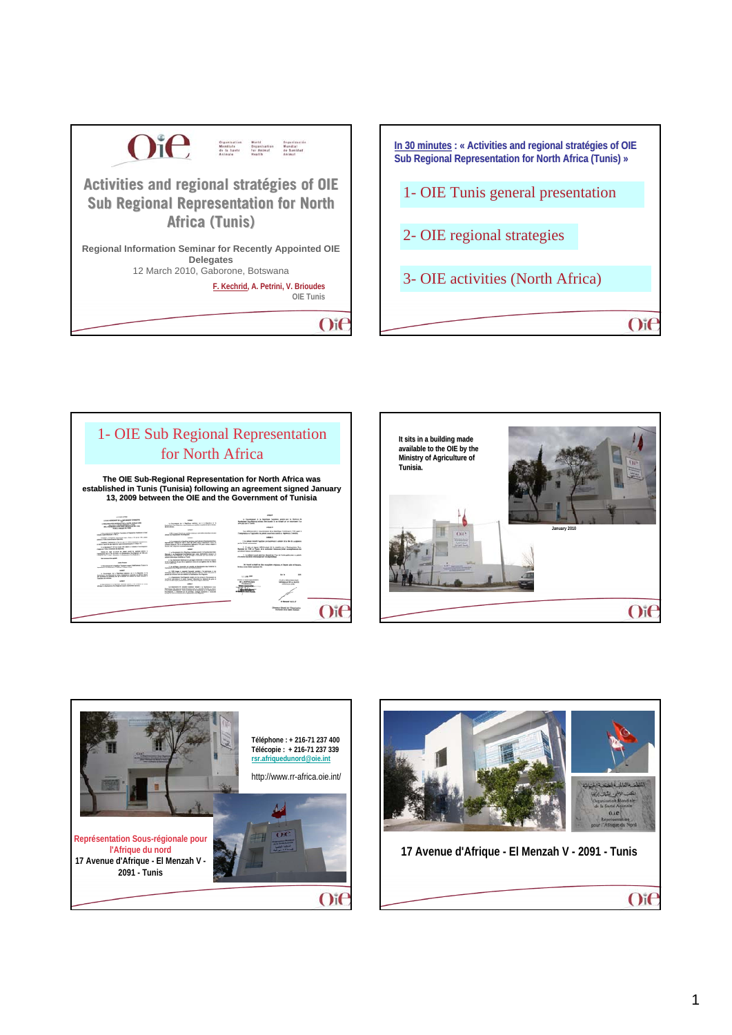# Activities and regional stratégies of OIE Sub Regional Representation for North Africa (Tunis)

Regional Information Seminar for Recently Appointed OIE Delegates

12 March 2010, Gaborone, Botswana

F. Kechrid, A. Petrini, V. Brioudes

OIE Tunis

---

**In 30 minutes : « Activities and regional stratégies of OIE Sub Regional Representation for North Africa (Tunis) »**

1- OIE Tunis general presentation

2- OIE regional strategies

3- OIE activities (North Africa)

---

## 1- OIE Sub Regional Representation for North Africa

**The OIE Sub-Regional Representation for North Africa was established in Tunis (Tunisia) following an agreement signed January 13, 2009 between the OIE and the Government of Tunisia**

---

**It sits in a building made available to the OIE by the Ministry of Agriculture of Tunisia.**

January 2010

---

**Téléphone : + 216-71 237 400**
**Télécopie : + 216-71 237 339**
rsr.afriquedunord@oie.int

http://www.rr-africa.oie.int/

**Représentation Sous-régionale pour l'Afrique du nord**
**17 Avenue d'Afrique - El Menzah V - 2091 - Tunis**

---

**17 Avenue d'Afrique - El Menzah V - 2091 - Tunis**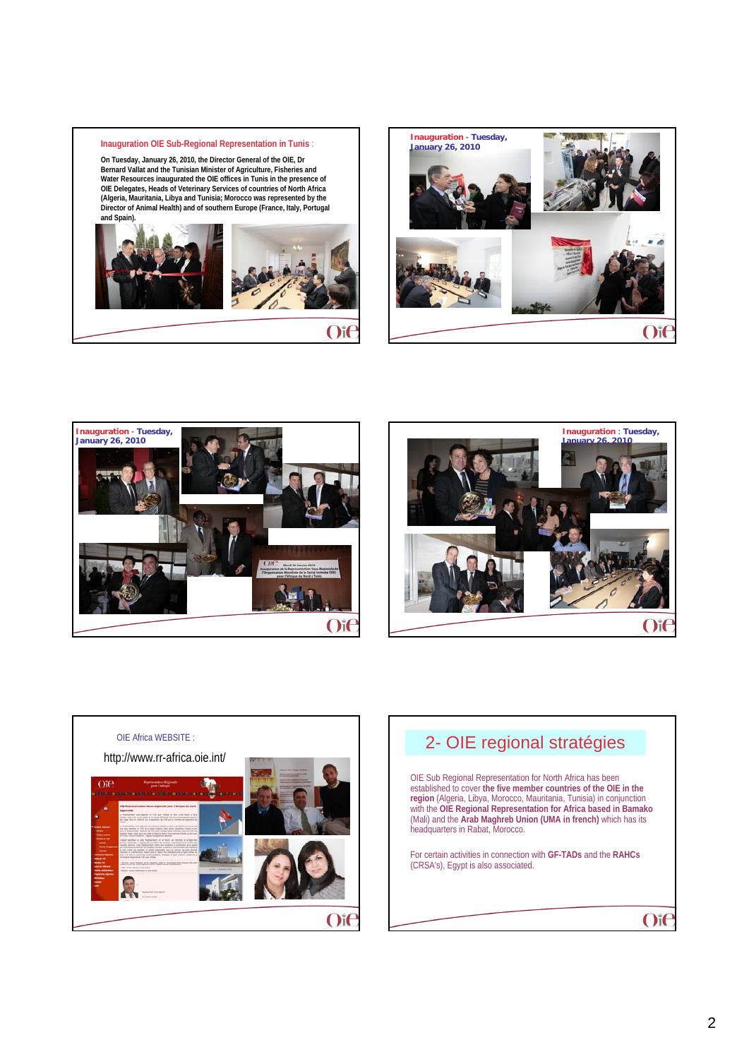**Inauguration OIE Sub-Regional Representation in Tunis** :

**On Tuesday, January 26, 2010, the Director General of the OIE, Dr Bernard Vallat and the Tunisian Minister of Agriculture, Fisheries and Water Resources inaugurated the OIE offices in Tunis in the presence of OIE Delegates, Heads of Veterinary Services of countries of North Africa (Algeria, Mauritania, Libya and Tunisia; Morocco was represented by the Director of Animal Health) and of southern Europe (France, Italy, Portugal and Spain).**

**Inauguration - Tuesday, January 26, 2010**

**Inauguration - Tuesday, January 26, 2010**

**Inauguration : Tuesday, January 26, 2010**

OIE Africa WEBSITE :

http://www.rr-africa.oie.int/

## 2- OIE regional stratégies

OIE Sub Regional Representation for North Africa has been established to cover **the five member countries of the OIE in the region** (Algeria, Libya, Morocco, Mauritania, Tunisia) in conjunction with the **OIE Regional Representation for Africa based in Bamako** (Mali) and the **Arab Maghreb Union (UMA in french)** which has its headquarters in Rabat, Morocco.

For certain activities in connection with **GF-TADs** and the **RAHCs** (CRSA's), Egypt is also associated.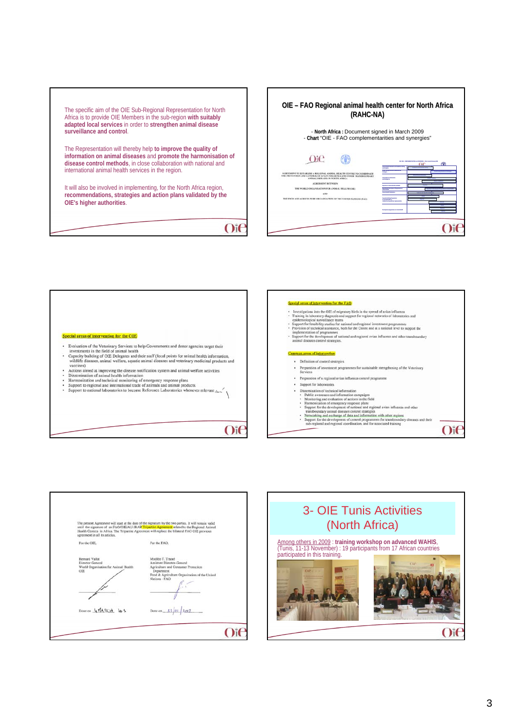The specific aim of the OIE Sub-Regional Representation for North Africa is to provide OIE Members in the sub-region **with suitably adapted local services** in order to **strengthen animal disease surveillance and control**.

The Representation will thereby help **to improve the quality of information on animal diseases** and **promote the harmonisation of disease control methods**, in close collaboration with national and international animal health services in the region.

It will also be involved in implementing, for the North Africa region, **recommendations, strategies and action plans validated by the OIE's higher authorities**.

## OIE – FAO Regional animal health center for North Africa (RAHC-NA)

- **North Africa :** Document signed in March 2009
- **Chart** "OIE - FAO complementarities and synergies"

AGREEMENT TO ESTABLISH A REGIONAL ANIMAL HEALTH CENTRE TO COORDINATE THE PREVENTION AND CONTROL OF AVIAN INFLUENZA AND OTHER TRANSBOUNDARY ANIMAL DISEASES IN NORTH AFRICA

AGREEMENT BETWEEN

THE WORLD ORGANISATION FOR ANIMAL HEALTH (OIE)

AND

THE FOOD AND AGRICULTURE ORGANIZATION OF THE UNITED NATIONS (FAO)

**Special areas of intervention for the OIE**

- Evaluation of the Veterinary Services to help Governments and donor agencies target their investments in the field of animal health
- Capacity building of OIE Delegates and their staff (focal points for animal health information, wildlife diseases, animal welfare, aquatic animal diseases and veterinary medicinal products and vaccines)
- Actions aimed at improving the disease notification system and animal welfare activities
- Dissemination of animal health information
- Harmonization and technical monitoring of emergency response plans
- Support to regional and international trade of animals and animal products
- Support to national laboratories to become Reference Laboratories whenever relevant

**Special areas of intervention for the FAO**

- Investigations into the role of migratory birds in the spread of avian influenza
- Training in laboratory diagnosis and support for regional networks of laboratories and epidemiological surveillance teams
- Support for feasibility studies for national and regional investment programmes
- Provision of technical assistance, both for the Centre and at a national level to support the implementation of programmes
- Support for the development of national and regional avian influenza and other transboundary animal diseases control strategies.

**Common areas of intervention**

- Definition of control strategies
- Preparation of investment programmes for sustainable strengthening of the Veterinary Services
- Preparation of a regional avian influenza control programme
- Support for laboratories
- Dissemination of technical information
  - Public awareness and information campaigns
  - Monitoring and evaluation of actions in the field
  - Harmonization of emergency response plans
  - Support for the development of national and regional avian influenza and other transboundary animal diseases control strategies
  - Networking and exchange of data and information with other regions
  - Support for the development of control programmes for transboundary diseases and their sub-regional and regional coordination, and for associated training

The present Agreement will start at the date of the signature by the two parties. It will remain valid until the signature of an FAO/OIE/AU-IBAR Tripartite Agreement related to the Regional Animal Health Centres in Africa. The Tripartite Agreement will replace the bilateral FAO OIE previous agreement in all its articles.

| For the OIE, | For the FAO, |
|---|---|
| Bernard Vallat<br>Director General<br>World Organisation for Animal Health<br>OIE | Modibo T. Traoré<br>Assistant Director-General<br>Agriculture and Consumer Protection Department<br>Food & Agriculture Organization of the United Nations - FAO |
| Done on 4 MARCH 09 | Done on 23/01/2009 |

## 3- OIE Tunis Activities (North Africa)

Among others in 2009 : **training workshop on advanced WAHIS**, (Tunis, 11-13 November) : 19 participants from 17 African countries participated in this training.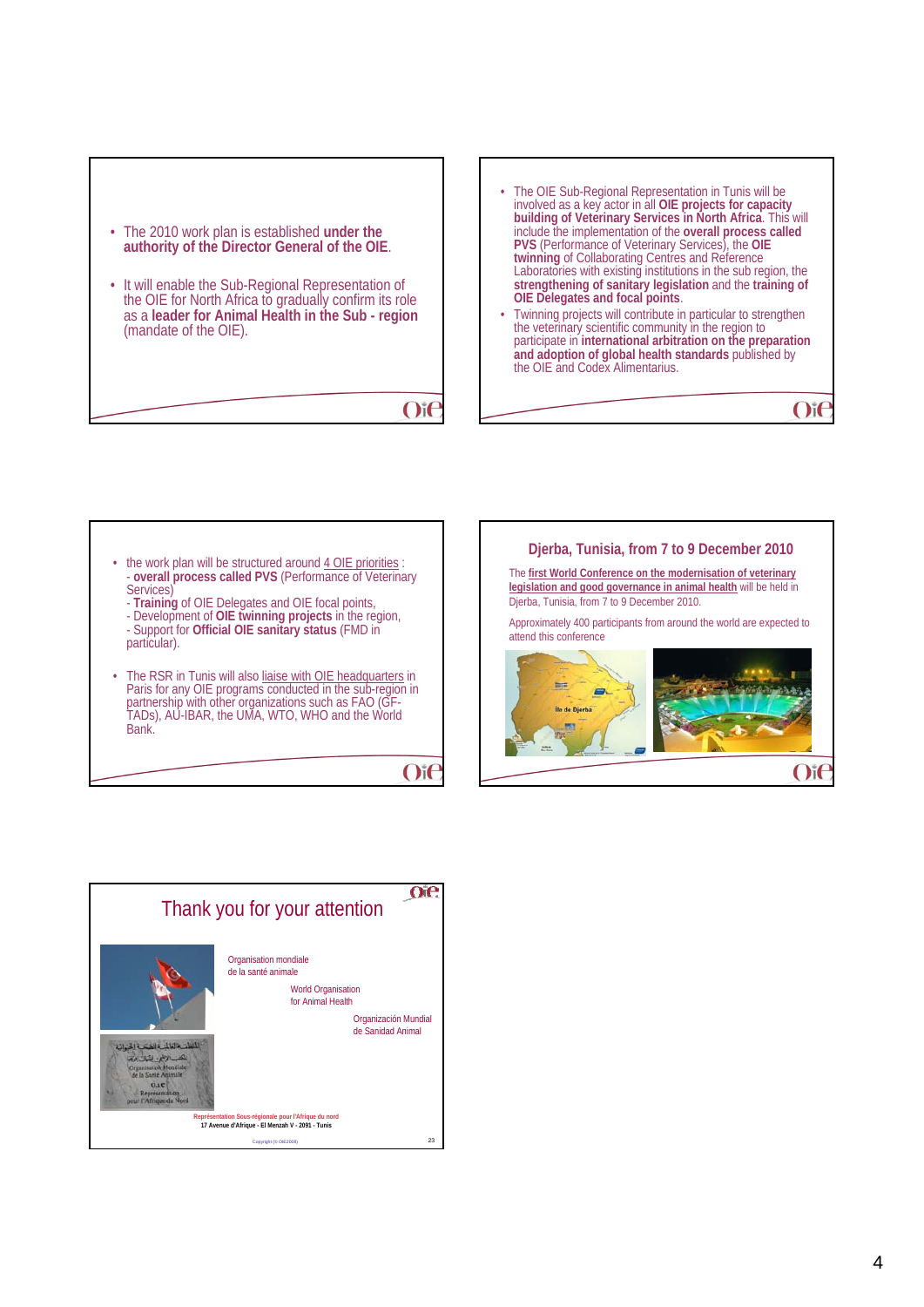- The 2010 work plan is established **under the authority of the Director General of the OIE**.
- It will enable the Sub-Regional Representation of the OIE for North Africa to gradually confirm its role as a **leader for Animal Health in the Sub - region** (mandate of the OIE).

---

- The OIE Sub-Regional Representation in Tunis will be involved as a key actor in all **OIE projects for capacity building of Veterinary Services in North Africa**. This will include the implementation of the **overall process called PVS** (Performance of Veterinary Services), the **OIE twinning** of Collaborating Centres and Reference Laboratories with existing institutions in the sub region, the **strengthening of sanitary legislation** and the **training of OIE Delegates and focal points**.
- Twinning projects will contribute in particular to strengthen the veterinary scientific community in the region to participate in **international arbitration on the preparation and adoption of global health standards** published by the OIE and Codex Alimentarius.

---

- the work plan will be structured around 4 OIE priorities :
  - **overall process called PVS** (Performance of Veterinary Services)
  - **Training** of OIE Delegates and OIE focal points,
  - Development of **OIE twinning projects** in the region,
  - Support for **Official OIE sanitary status** (FMD in particular).
- The RSR in Tunis will also liaise with OIE headquarters in Paris for any OIE programs conducted in the sub-region in partnership with other organizations such as FAO (GF-TADs), AU-IBAR, the UMA, WTO, WHO and the World Bank.

---

## Djerba, Tunisia, from 7 to 9 December 2010

The **first World Conference on the modernisation of veterinary legislation and good governance in animal health** will be held in Djerba, Tunisia, from 7 to 9 December 2010.

Approximately 400 participants from around the world are expected to attend this conference

Ile de Djerba

---

## Thank you for your attention

Organisation mondiale de la santé animale

World Organisation for Animal Health

Organización Mundial de Sanidad Animal

المنظمة العالمية للصحة الحيوانية
المكتب الإقليمي لشمال إفريقيا
Organisation Mondiale de la Santé Animale
OIE
Représentation pour l'Afrique du Nord

Représentation Sous-régionale pour l'Afrique du nord
17 Avenue d'Afrique - El Menzah V - 2091 - Tunis

Copyright (© OIE2008)